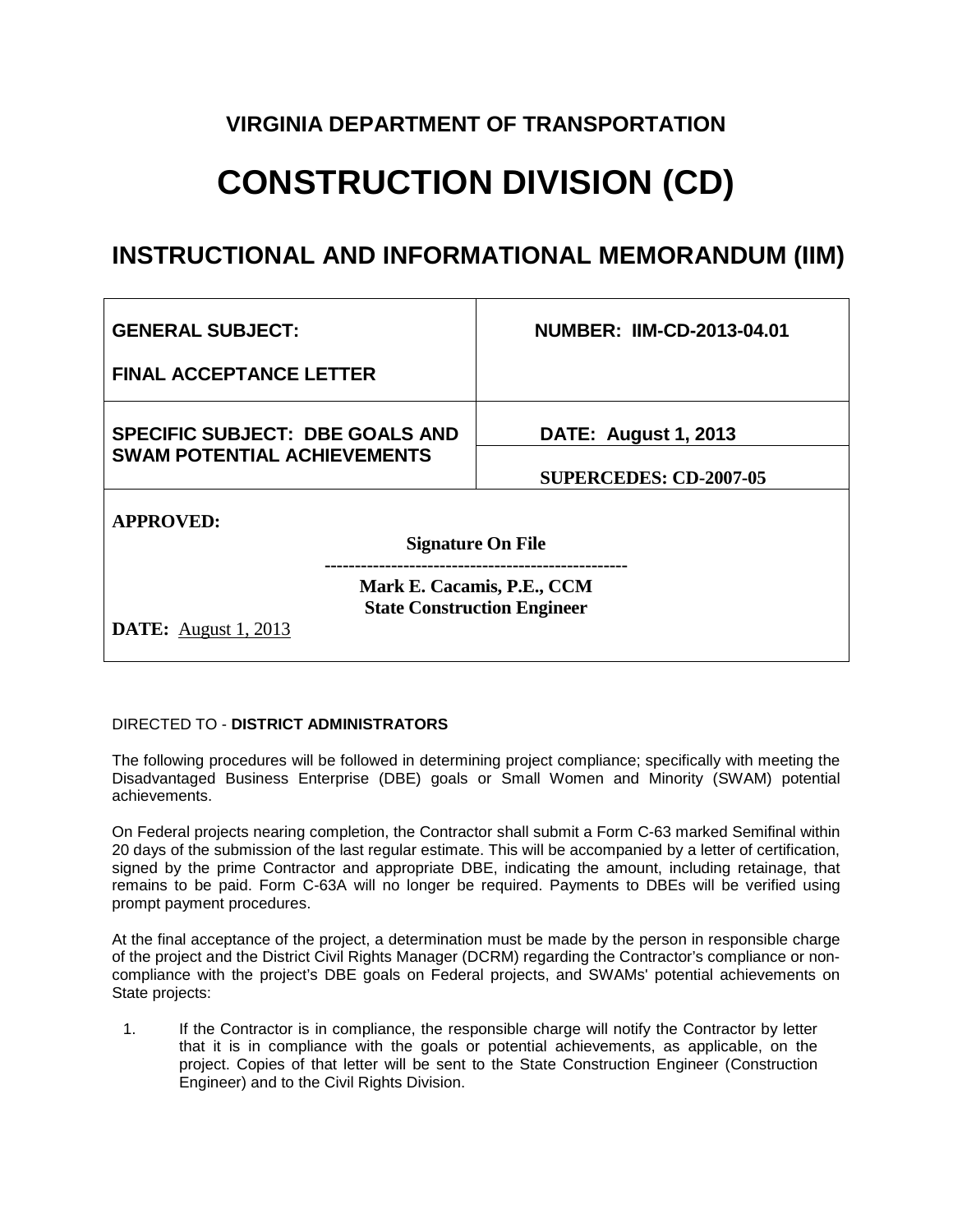# VIRGINIA DEPARTMENT OF TRANSPORTATION

# CONSTRUCTION DIVISION (CD)

## INSTRUCTIONAL AND INFORMATIONAL MEMORANDUM (IIM)

| **GENERAL SUBJECT:**<br><br>**FINAL ACCEPTANCE LETTER** | **NUMBER: IIM-CD-2013-04.01** |
|---|---|
| **SPECIFIC SUBJECT: DBE GOALS AND SWAM POTENTIAL ACHIEVEMENTS** | **DATE: August 1, 2013**<br><br>**SUPERCEDES: CD-2007-05** |
| **APPROVED:**<br>**Signature On File**<br>**Mark E. Cacamis, P.E., CCM**<br>**State Construction Engineer**<br>**DATE:** August 1, 2013 | |

DIRECTED TO - **DISTRICT ADMINISTRATORS**

The following procedures will be followed in determining project compliance; specifically with meeting the Disadvantaged Business Enterprise (DBE) goals or Small Women and Minority (SWAM) potential achievements.

On Federal projects nearing completion, the Contractor shall submit a Form C-63 marked Semifinal within 20 days of the submission of the last regular estimate. This will be accompanied by a letter of certification, signed by the prime Contractor and appropriate DBE, indicating the amount, including retainage, that remains to be paid. Form C-63A will no longer be required. Payments to DBEs will be verified using prompt payment procedures.

At the final acceptance of the project, a determination must be made by the person in responsible charge of the project and the District Civil Rights Manager (DCRM) regarding the Contractor's compliance or non-compliance with the project's DBE goals on Federal projects, and SWAMs' potential achievements on State projects:

1. If the Contractor is in compliance, the responsible charge will notify the Contractor by letter that it is in compliance with the goals or potential achievements, as applicable, on the project. Copies of that letter will be sent to the State Construction Engineer (Construction Engineer) and to the Civil Rights Division.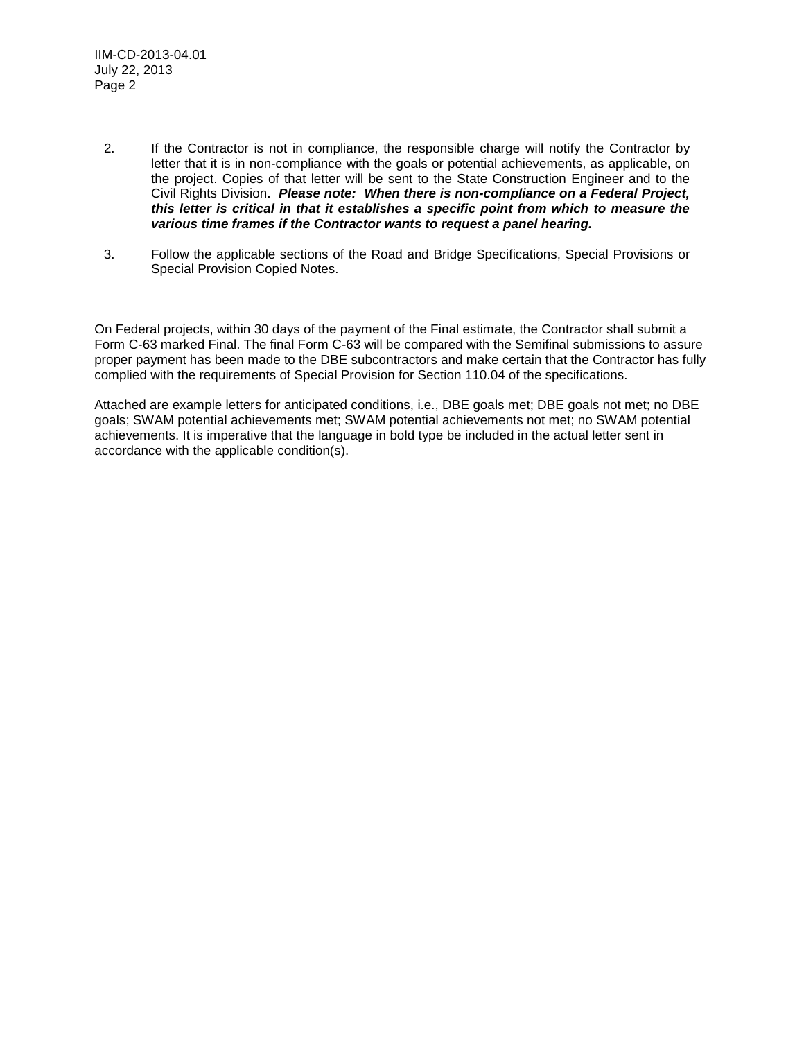2. If the Contractor is not in compliance, the responsible charge will notify the Contractor by letter that it is in non-compliance with the goals or potential achievements, as applicable, on the project. Copies of that letter will be sent to the State Construction Engineer and to the Civil Rights Division**.** ***Please note: When there is non-compliance on a Federal Project, this letter is critical in that it establishes a specific point from which to measure the various time frames if the Contractor wants to request a panel hearing.***

3. Follow the applicable sections of the Road and Bridge Specifications, Special Provisions or Special Provision Copied Notes.

On Federal projects, within 30 days of the payment of the Final estimate, the Contractor shall submit a Form C-63 marked Final. The final Form C-63 will be compared with the Semifinal submissions to assure proper payment has been made to the DBE subcontractors and make certain that the Contractor has fully complied with the requirements of Special Provision for Section 110.04 of the specifications.

Attached are example letters for anticipated conditions, i.e., DBE goals met; DBE goals not met; no DBE goals; SWAM potential achievements met; SWAM potential achievements not met; no SWAM potential achievements. It is imperative that the language in bold type be included in the actual letter sent in accordance with the applicable condition(s).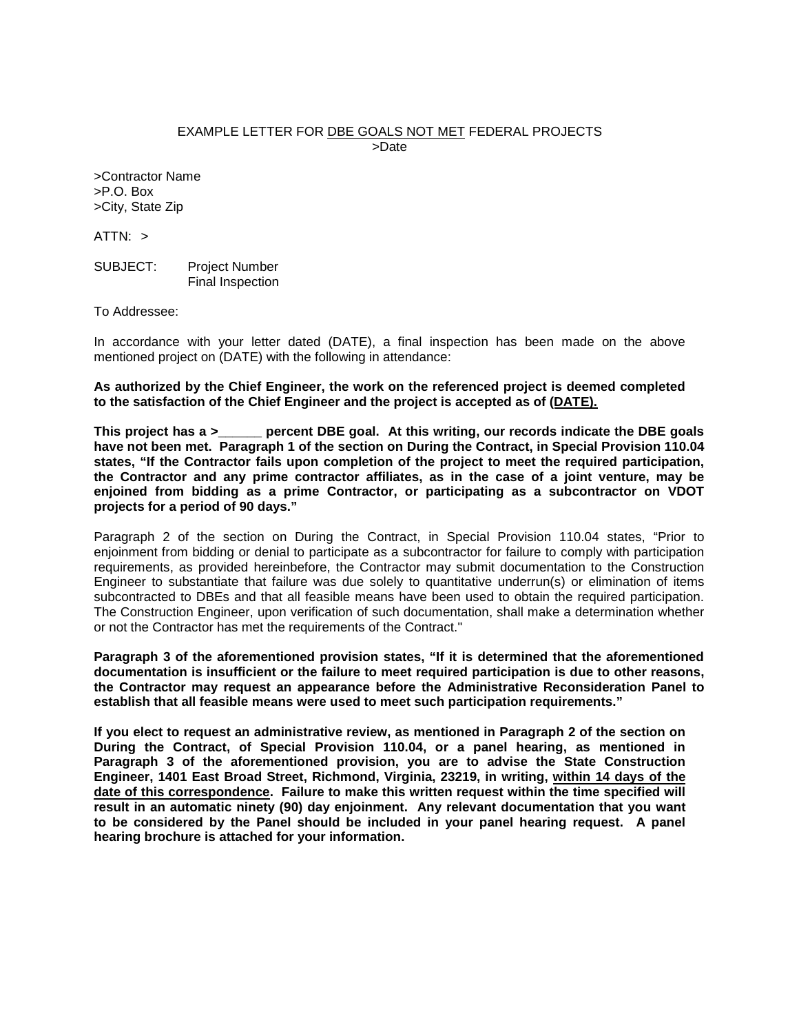EXAMPLE LETTER FOR <u>DBE GOALS NOT MET</u> FEDERAL PROJECTS
>Date

>Contractor Name
>P.O. Box
>City, State Zip

ATTN: >

SUBJECT: Project Number
Final Inspection

To Addressee:

In accordance with your letter dated (DATE), a final inspection has been made on the above mentioned project on (DATE) with the following in attendance:

**As authorized by the Chief Engineer, the work on the referenced project is deemed completed to the satisfaction of the Chief Engineer and the project is accepted as of <u>(DATE).</u>**

**This project has a >______ percent DBE goal. At this writing, our records indicate the DBE goals have not been met. Paragraph 1 of the section on During the Contract, in Special Provision 110.04 states, "If the Contractor fails upon completion of the project to meet the required participation, the Contractor and any prime contractor affiliates, as in the case of a joint venture, may be enjoined from bidding as a prime Contractor, or participating as a subcontractor on VDOT projects for a period of 90 days."**

Paragraph 2 of the section on During the Contract, in Special Provision 110.04 states, "Prior to enjoinment from bidding or denial to participate as a subcontractor for failure to comply with participation requirements, as provided hereinbefore, the Contractor may submit documentation to the Construction Engineer to substantiate that failure was due solely to quantitative underrun(s) or elimination of items subcontracted to DBEs and that all feasible means have been used to obtain the required participation. The Construction Engineer, upon verification of such documentation, shall make a determination whether or not the Contractor has met the requirements of the Contract."

**Paragraph 3 of the aforementioned provision states, "If it is determined that the aforementioned documentation is insufficient or the failure to meet required participation is due to other reasons, the Contractor may request an appearance before the Administrative Reconsideration Panel to establish that all feasible means were used to meet such participation requirements."**

**If you elect to request an administrative review, as mentioned in Paragraph 2 of the section on During the Contract, of Special Provision 110.04, or a panel hearing, as mentioned in Paragraph 3 of the aforementioned provision, you are to advise the State Construction Engineer, 1401 East Broad Street, Richmond, Virginia, 23219, in writing, <u>within 14 days of the date of this correspondence</u>. Failure to make this written request within the time specified will result in an automatic ninety (90) day enjoinment. Any relevant documentation that you want to be considered by the Panel should be included in your panel hearing request. A panel hearing brochure is attached for your information.**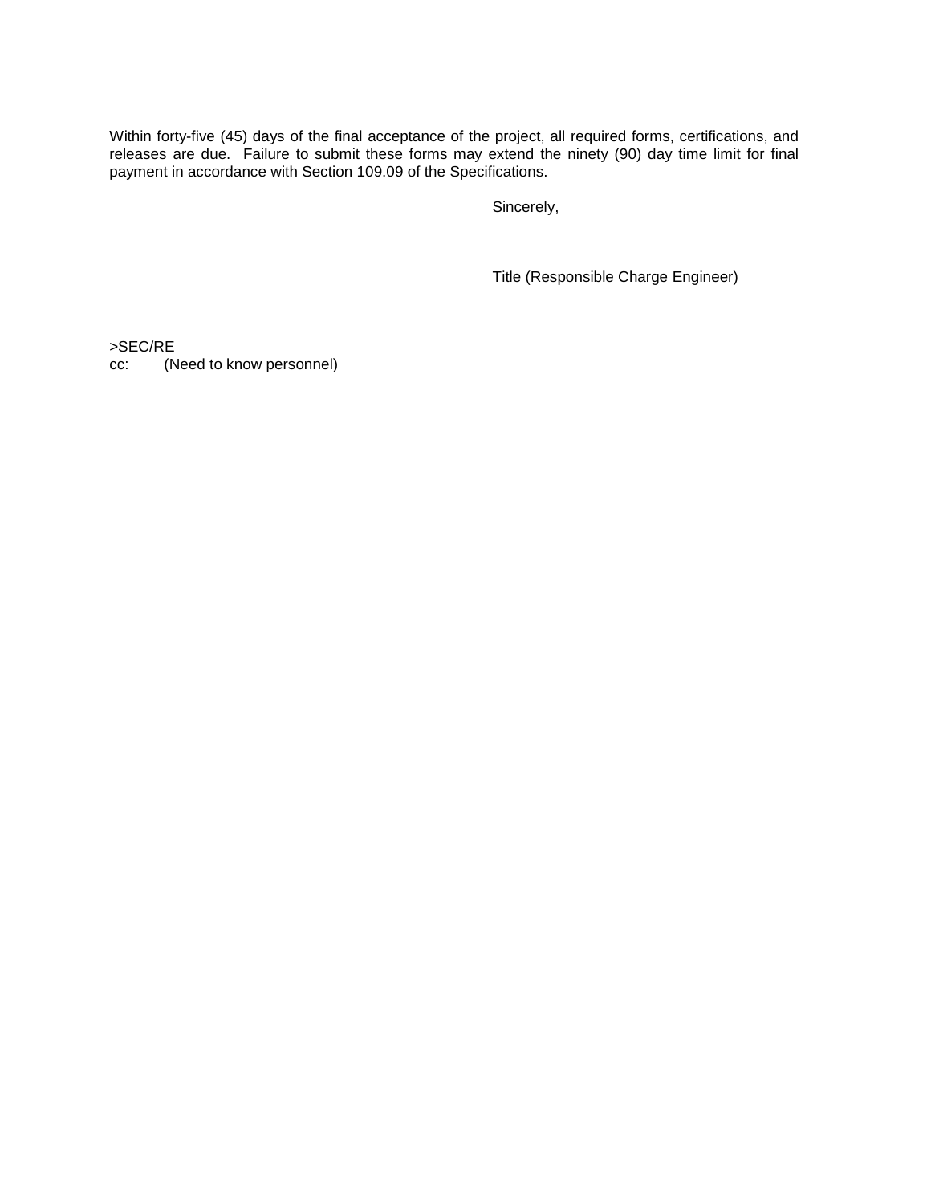Within forty-five (45) days of the final acceptance of the project, all required forms, certifications, and releases are due. Failure to submit these forms may extend the ninety (90) day time limit for final payment in accordance with Section 109.09 of the Specifications.

Sincerely,

Title (Responsible Charge Engineer)

>SEC/RE
cc: (Need to know personnel)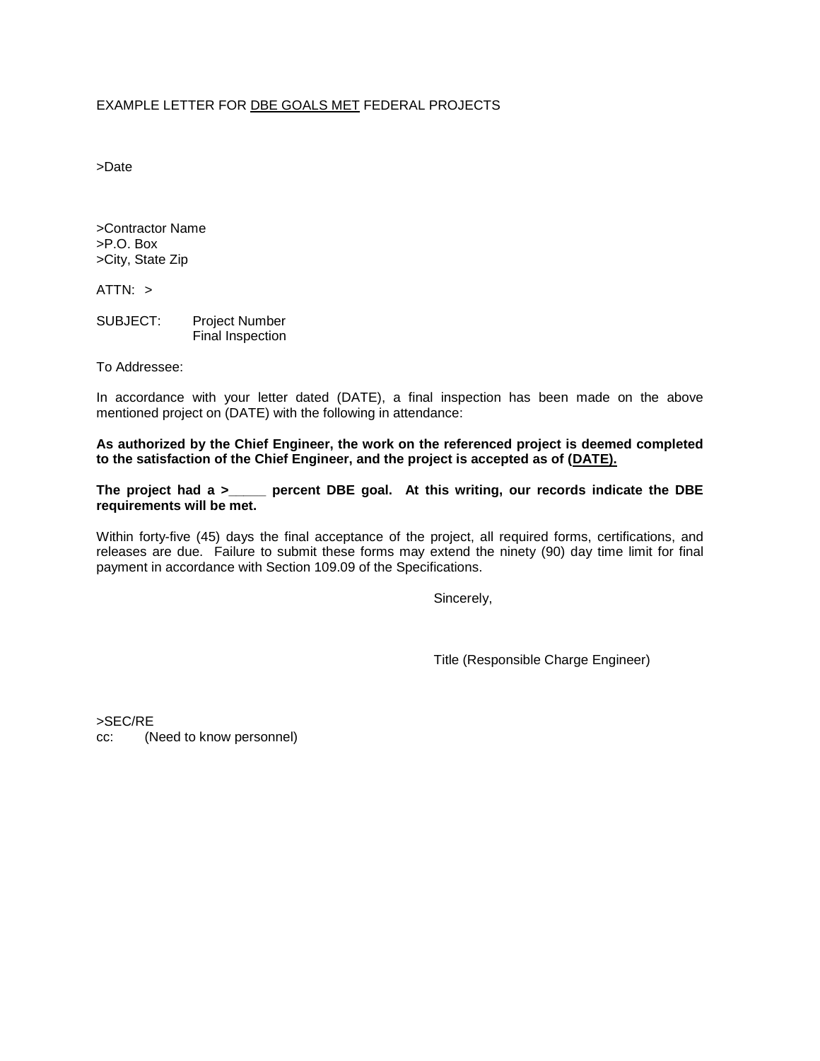EXAMPLE LETTER FOR <u>DBE GOALS MET</u> FEDERAL PROJECTS

>Date

>Contractor Name
>P.O. Box
>City, State Zip

ATTN: >

SUBJECT: Project Number
Final Inspection

To Addressee:

In accordance with your letter dated (DATE), a final inspection has been made on the above mentioned project on (DATE) with the following in attendance:

**As authorized by the Chief Engineer, the work on the referenced project is deemed completed to the satisfaction of the Chief Engineer, and the project is accepted as of <u>(DATE).</u>**

**The project had a >_____ percent DBE goal. At this writing, our records indicate the DBE requirements will be met.**

Within forty-five (45) days the final acceptance of the project, all required forms, certifications, and releases are due. Failure to submit these forms may extend the ninety (90) day time limit for final payment in accordance with Section 109.09 of the Specifications.

Sincerely,

Title (Responsible Charge Engineer)

>SEC/RE
cc: (Need to know personnel)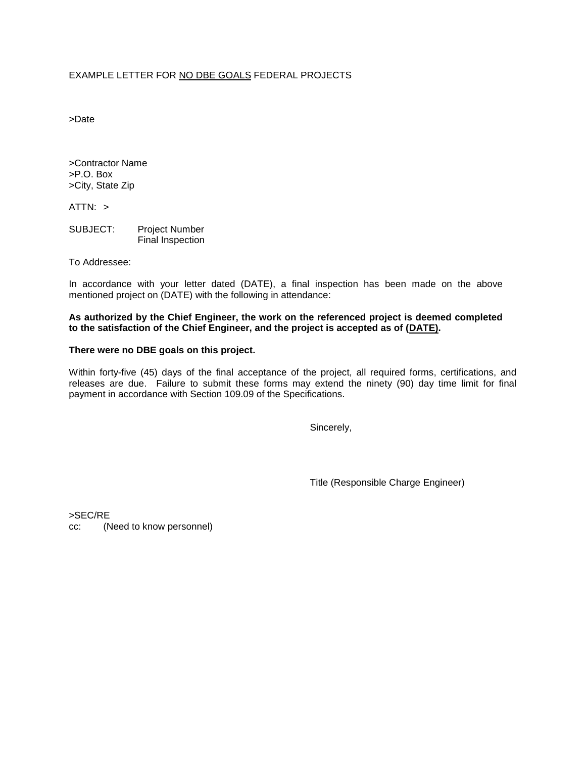EXAMPLE LETTER FOR <u>NO DBE GOALS</u> FEDERAL PROJECTS

>Date

>Contractor Name
>P.O. Box
>City, State Zip

ATTN: >

SUBJECT: Project Number
Final Inspection

To Addressee:

In accordance with your letter dated (DATE), a final inspection has been made on the above mentioned project on (DATE) with the following in attendance:

**As authorized by the Chief Engineer, the work on the referenced project is deemed completed to the satisfaction of the Chief Engineer, and the project is accepted as of (<u>DATE</u>).**

**There were no DBE goals on this project.**

Within forty-five (45) days of the final acceptance of the project, all required forms, certifications, and releases are due. Failure to submit these forms may extend the ninety (90) day time limit for final payment in accordance with Section 109.09 of the Specifications.

Sincerely,

Title (Responsible Charge Engineer)

>SEC/RE
cc: (Need to know personnel)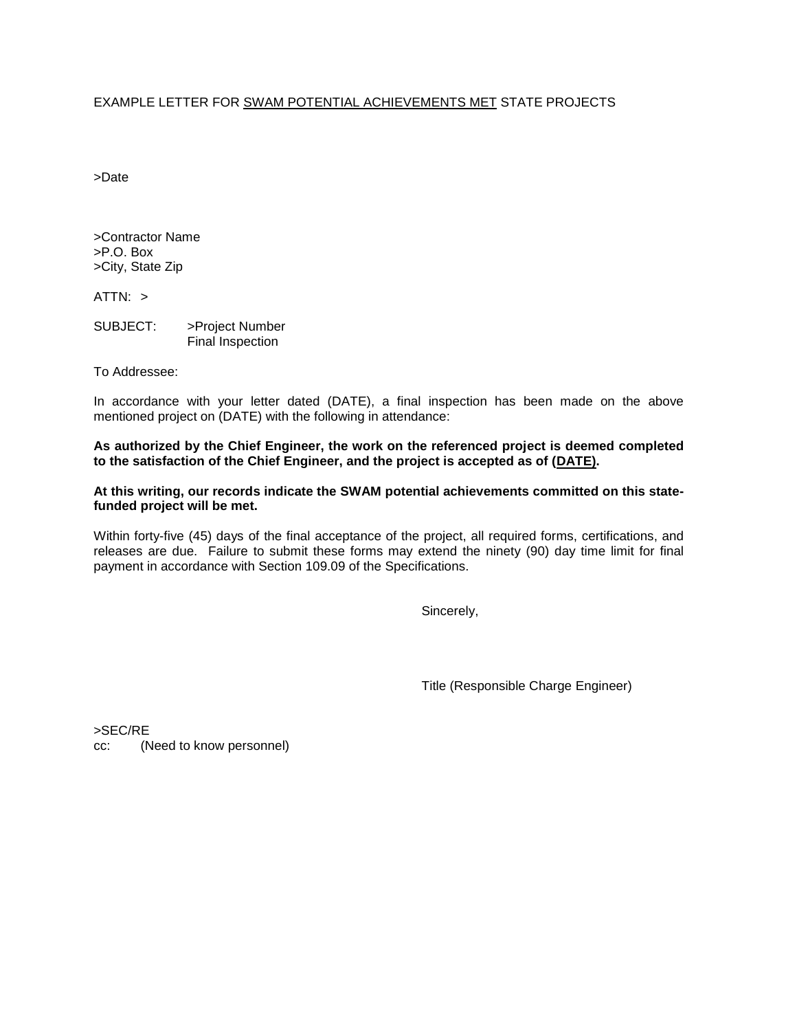EXAMPLE LETTER FOR <u>SWAM POTENTIAL ACHIEVEMENTS MET</u> STATE PROJECTS

>Date

>Contractor Name
>P.O. Box
>City, State Zip

ATTN: >

SUBJECT: >Project Number
Final Inspection

To Addressee:

In accordance with your letter dated (DATE), a final inspection has been made on the above mentioned project on (DATE) with the following in attendance:

**As authorized by the Chief Engineer, the work on the referenced project is deemed completed to the satisfaction of the Chief Engineer, and the project is accepted as of (<u>DATE</u>).**

**At this writing, our records indicate the SWAM potential achievements committed on this state-funded project will be met.**

Within forty-five (45) days of the final acceptance of the project, all required forms, certifications, and releases are due. Failure to submit these forms may extend the ninety (90) day time limit for final payment in accordance with Section 109.09 of the Specifications.

Sincerely,

Title (Responsible Charge Engineer)

>SEC/RE
cc: (Need to know personnel)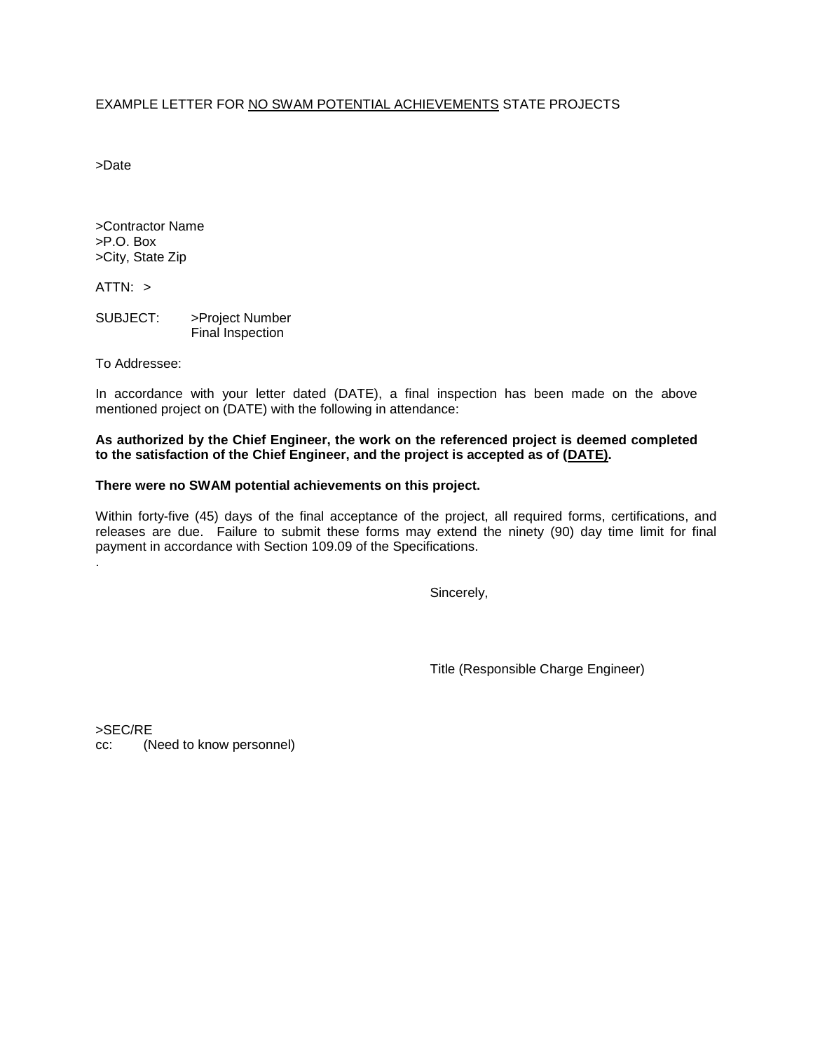EXAMPLE LETTER FOR <u>NO SWAM POTENTIAL ACHIEVEMENTS</u> STATE PROJECTS

>Date

>Contractor Name
>P.O. Box
>City, State Zip

ATTN: >

SUBJECT: >Project Number
Final Inspection

To Addressee:

In accordance with your letter dated (DATE), a final inspection has been made on the above mentioned project on (DATE) with the following in attendance:

**As authorized by the Chief Engineer, the work on the referenced project is deemed completed to the satisfaction of the Chief Engineer, and the project is accepted as of (<u>DATE</u>).**

**There were no SWAM potential achievements on this project.**

Within forty-five (45) days of the final acceptance of the project, all required forms, certifications, and releases are due. Failure to submit these forms may extend the ninety (90) day time limit for final payment in accordance with Section 109.09 of the Specifications.

.

Sincerely,

Title (Responsible Charge Engineer)

>SEC/RE
cc: (Need to know personnel)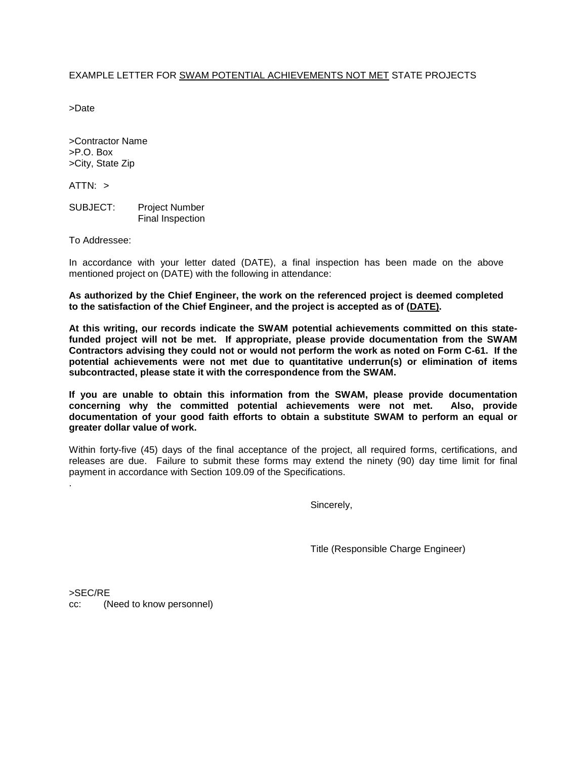EXAMPLE LETTER FOR <u>SWAM POTENTIAL ACHIEVEMENTS NOT MET</u> STATE PROJECTS

>Date

>Contractor Name
>P.O. Box
>City, State Zip

ATTN: >

SUBJECT: Project Number
Final Inspection

To Addressee:

In accordance with your letter dated (DATE), a final inspection has been made on the above mentioned project on (DATE) with the following in attendance:

**As authorized by the Chief Engineer, the work on the referenced project is deemed completed to the satisfaction of the Chief Engineer, and the project is accepted as of (<u>DATE</u>).**

**At this writing, our records indicate the SWAM potential achievements committed on this state-funded project will not be met. If appropriate, please provide documentation from the SWAM Contractors advising they could not or would not perform the work as noted on Form C-61. If the potential achievements were not met due to quantitative underrun(s) or elimination of items subcontracted, please state it with the correspondence from the SWAM.**

**If you are unable to obtain this information from the SWAM, please provide documentation concerning why the committed potential achievements were not met. Also, provide documentation of your good faith efforts to obtain a substitute SWAM to perform an equal or greater dollar value of work.**

Within forty-five (45) days of the final acceptance of the project, all required forms, certifications, and releases are due. Failure to submit these forms may extend the ninety (90) day time limit for final payment in accordance with Section 109.09 of the Specifications.

.

Sincerely,

Title (Responsible Charge Engineer)

>SEC/RE
cc: (Need to know personnel)